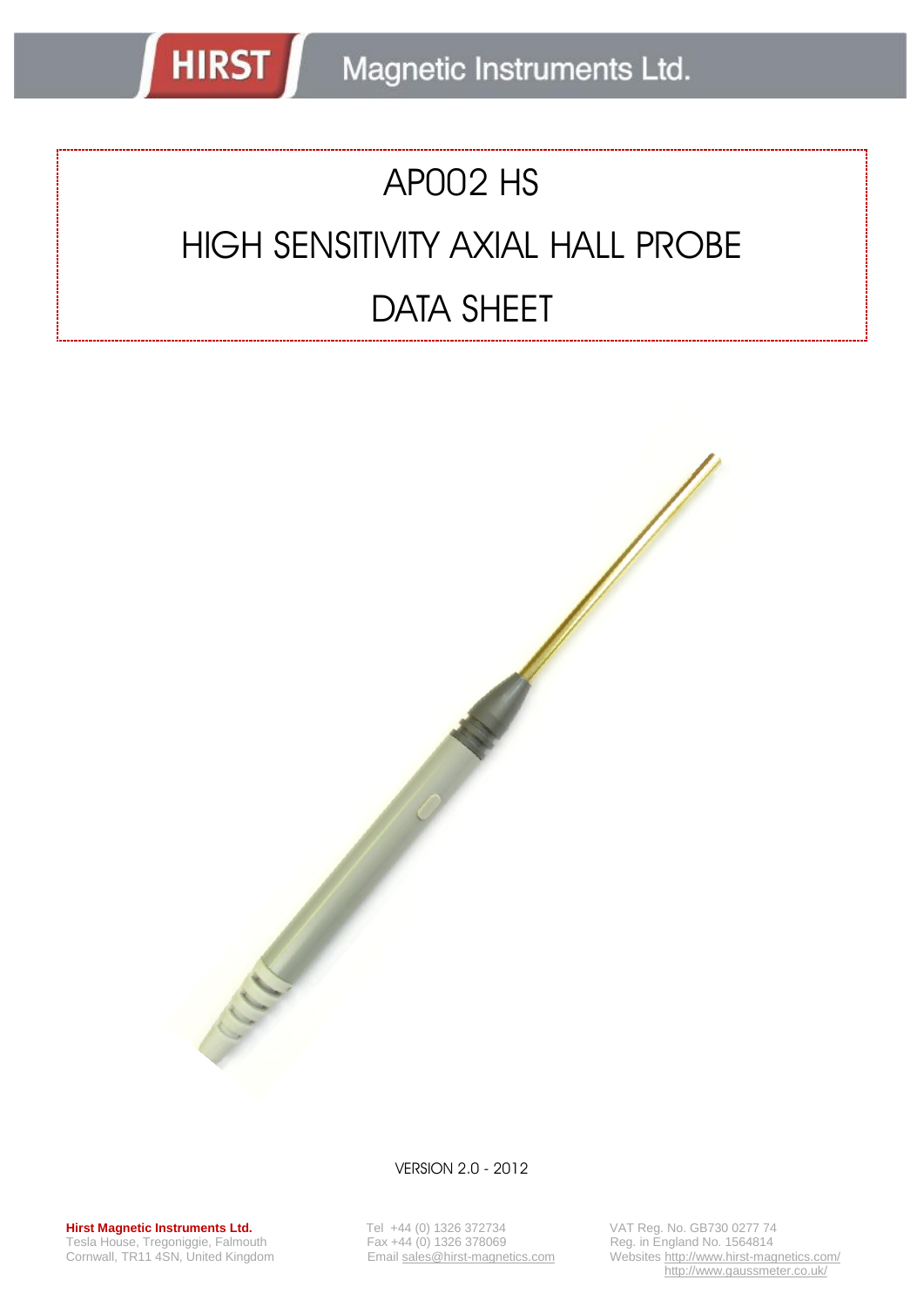# AP002 HS

# HIGH SENSITIVITY AXIAL HALL PROBE

# DATA SHEET

VERSION 2.0 - 2012

**Hirst Magnetic Instruments Ltd.**
Tesla House, Tregoniggie, Falmouth
Cornwall, TR11 4SN, United Kingdom

Tel +44 (0) 1326 372734
Fax +44 (0) 1326 378069
Email sales@hirst-magnetics.com

VAT Reg. No. GB730 0277 74
Reg. in England No. 1564814
Websites http://www.hirst-magnetics.com/
http://www.gaussmeter.co.uk/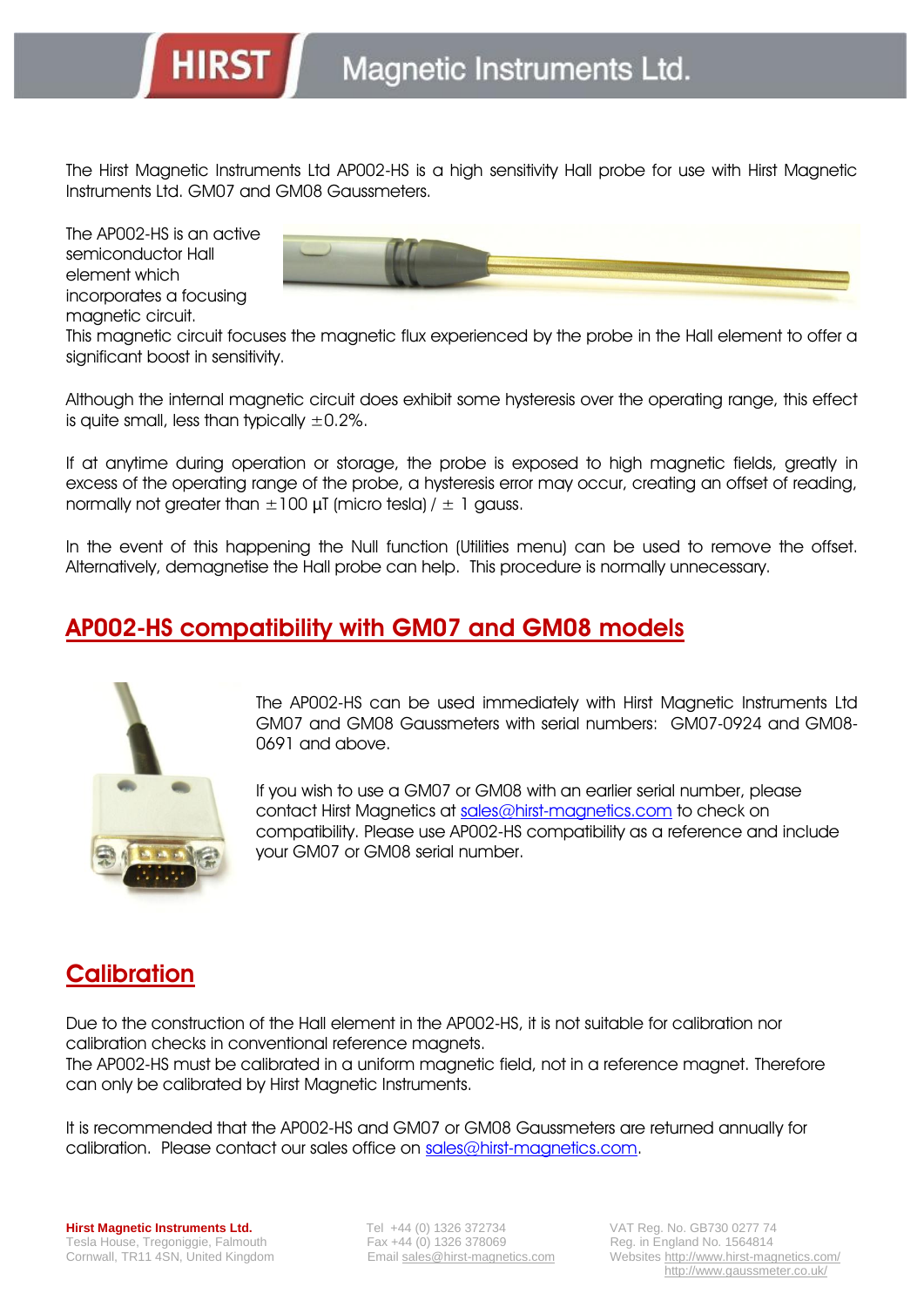The Hirst Magnetic Instruments Ltd AP002-HS is a high sensitivity Hall probe for use with Hirst Magnetic Instruments Ltd. GM07 and GM08 Gaussmeters.

The AP002-HS is an active semiconductor Hall element which incorporates a focusing magnetic circuit.
This magnetic circuit focuses the magnetic flux experienced by the probe in the Hall element to offer a significant boost in sensitivity.

Although the internal magnetic circuit does exhibit some hysteresis over the operating range, this effect is quite small, less than typically ±0.2%.

If at anytime during operation or storage, the probe is exposed to high magnetic fields, greatly in excess of the operating range of the probe, a hysteresis error may occur, creating an offset of reading, normally not greater than ±100 µT (micro tesla) / ± 1 gauss.

In the event of this happening the Null function (Utilities menu) can be used to remove the offset. Alternatively, demagnetise the Hall probe can help. This procedure is normally unnecessary.

## AP002-HS compatibility with GM07 and GM08 models

The AP002-HS can be used immediately with Hirst Magnetic Instruments Ltd GM07 and GM08 Gaussmeters with serial numbers: GM07-0924 and GM08-0691 and above.

If you wish to use a GM07 or GM08 with an earlier serial number, please contact Hirst Magnetics at sales@hirst-magnetics.com to check on compatibility. Please use AP002-HS compatibility as a reference and include your GM07 or GM08 serial number.

## Calibration

Due to the construction of the Hall element in the AP002-HS, it is not suitable for calibration nor calibration checks in conventional reference magnets.
The AP002-HS must be calibrated in a uniform magnetic field, not in a reference magnet. Therefore can only be calibrated by Hirst Magnetic Instruments.

It is recommended that the AP002-HS and GM07 or GM08 Gaussmeters are returned annually for calibration. Please contact our sales office on sales@hirst-magnetics.com.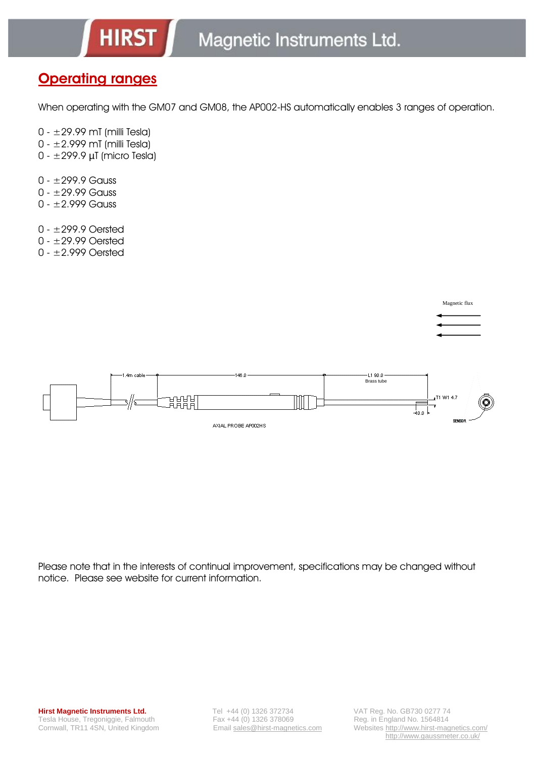## Operating ranges

When operating with the GM07 and GM08, the AP002-HS automatically enables 3 ranges of operation.

0 - ±29.99 mT (milli Tesla)
0 - ±2.999 mT (milli Tesla)
0 - ±299.9 µT (micro Tesla)

0 - ±299.9 Gauss
0 - ±29.99 Gauss
0 - ±2.999 Gauss

0 - ±299.9 Oersted
0 - ±29.99 Oersted
0 - ±2.999 Oersted

Magnetic flux

1.4m cable
146.0
L1 90.0
Brass tube
T1 W1 4.7
10.0
SENSOR
AXIAL PROBE AP002HS

Please note that in the interests of continual improvement, specifications may be changed without notice. Please see website for current information.

**Hirst Magnetic Instruments Ltd.**
Tesla House, Tregoniggie, Falmouth
Cornwall, TR11 4SN, United Kingdom

Tel +44 (0) 1326 372734
Fax +44 (0) 1326 378069
Email sales@hirst-magnetics.com

VAT Reg. No. GB730 0277 74
Reg. in England No. 1564814
Websites http://www.hirst-magnetics.com/
http://www.gaussmeter.co.uk/